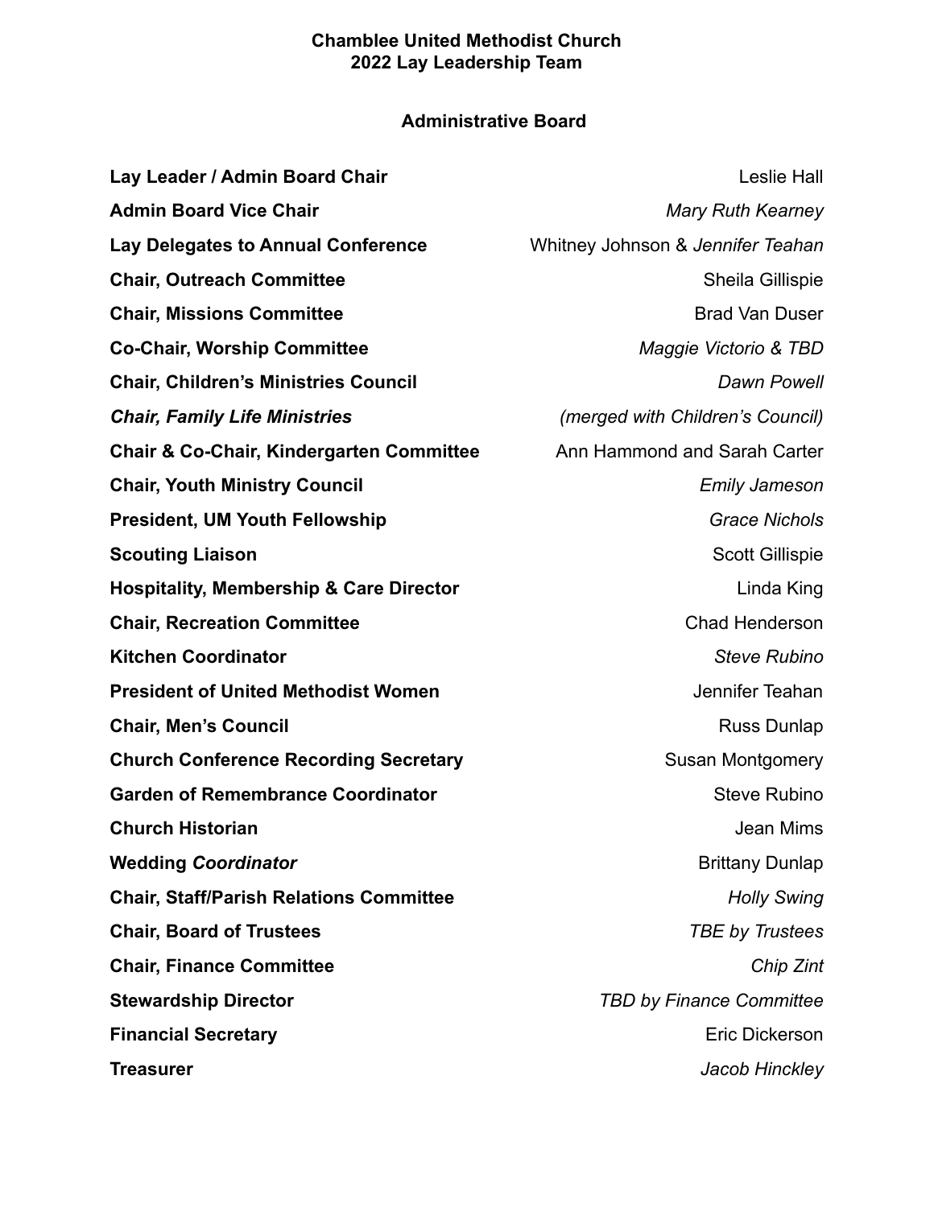# Chamblee United Methodist Church
# 2022 Lay Leadership Team

## Administrative Board

| | |
|---|---|
| **Lay Leader / Admin Board Chair** | Leslie Hall |
| **Admin Board Vice Chair** | *Mary Ruth Kearney* |
| **Lay Delegates to Annual Conference** | Whitney Johnson & *Jennifer Teahan* |
| **Chair, Outreach Committee** | Sheila Gillispie |
| **Chair, Missions Committee** | Brad Van Duser |
| **Co-Chair, Worship Committee** | *Maggie Victorio & TBD* |
| **Chair, Children's Ministries Council** | *Dawn Powell* |
| ***Chair, Family Life Ministries*** | *(merged with Children's Council)* |
| **Chair & Co-Chair, Kindergarten Committee** | Ann Hammond and Sarah Carter |
| **Chair, Youth Ministry Council** | *Emily Jameson* |
| **President, UM Youth Fellowship** | *Grace Nichols* |
| **Scouting Liaison** | Scott Gillispie |
| **Hospitality, Membership & Care Director** | Linda King |
| **Chair, Recreation Committee** | Chad Henderson |
| **Kitchen Coordinator** | *Steve Rubino* |
| **President of United Methodist Women** | Jennifer Teahan |
| **Chair, Men's Council** | Russ Dunlap |
| **Church Conference Recording Secretary** | Susan Montgomery |
| **Garden of Remembrance Coordinator** | Steve Rubino |
| **Church Historian** | Jean Mims |
| **Wedding *Coordinator*** | Brittany Dunlap |
| **Chair, Staff/Parish Relations Committee** | *Holly Swing* |
| **Chair, Board of Trustees** | *TBE by Trustees* |
| **Chair, Finance Committee** | *Chip Zint* |
| **Stewardship Director** | *TBD by Finance Committee* |
| **Financial Secretary** | Eric Dickerson |
| **Treasurer** | *Jacob Hinckley* |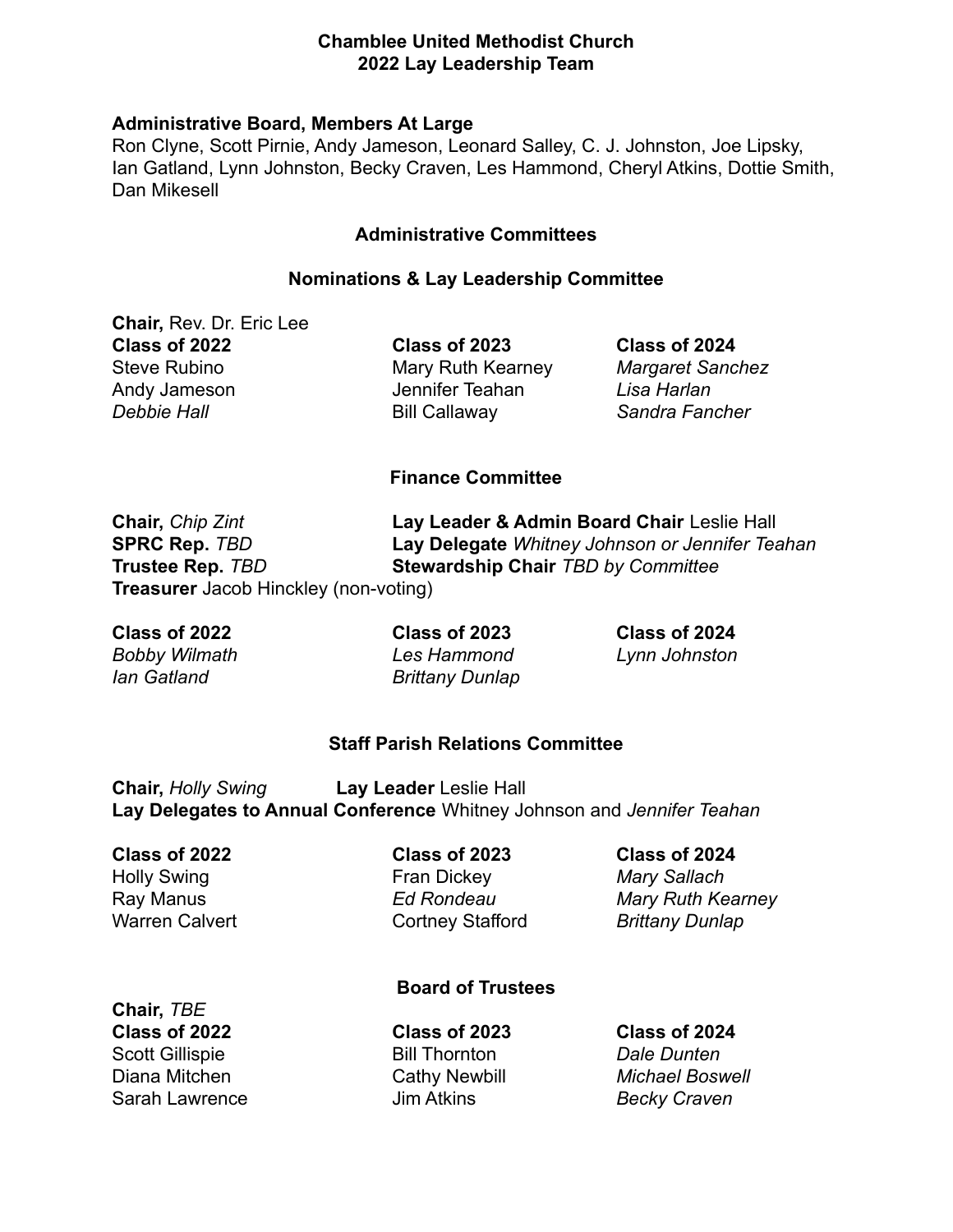# Chamblee United Methodist Church
## 2022 Lay Leadership Team

**Administrative Board, Members At Large**
Ron Clyne, Scott Pirnie, Andy Jameson, Leonard Salley, C. J. Johnston, Joe Lipsky, Ian Gatland, Lynn Johnston, Becky Craven, Les Hammond, Cheryl Atkins, Dottie Smith, Dan Mikesell

## Administrative Committees

### Nominations & Lay Leadership Committee

**Chair,** Rev. Dr. Eric Lee

| Class of 2022 | Class of 2023 | Class of 2024 |
|---|---|---|
| Steve Rubino | Mary Ruth Kearney | *Margaret Sanchez* |
| Andy Jameson | Jennifer Teahan | *Lisa Harlan* |
| *Debbie Hall* | Bill Callaway | *Sandra Fancher* |

### Finance Committee

**Chair,** *Chip Zint*
**SPRC Rep.** *TBD*
**Trustee Rep.** *TBD*
**Treasurer** Jacob Hinckley (non-voting)
**Lay Leader & Admin Board Chair** Leslie Hall
**Lay Delegate** *Whitney Johnson or Jennifer Teahan*
**Stewardship Chair** *TBD by Committee*

| Class of 2022 | Class of 2023 | Class of 2024 |
|---|---|---|
| *Bobby Wilmath* | *Les Hammond* | *Lynn Johnston* |
| *Ian Gatland* | *Brittany Dunlap* | |

### Staff Parish Relations Committee

**Chair,** *Holly Swing*
**Lay Leader** Leslie Hall
**Lay Delegates to Annual Conference** Whitney Johnson and *Jennifer Teahan*

| Class of 2022 | Class of 2023 | Class of 2024 |
|---|---|---|
| Holly Swing | Fran Dickey | *Mary Sallach* |
| Ray Manus | *Ed Rondeau* | *Mary Ruth Kearney* |
| Warren Calvert | Cortney Stafford | *Brittany Dunlap* |

### Board of Trustees

**Chair,** *TBE*

| Class of 2022 | Class of 2023 | Class of 2024 |
|---|---|---|
| Scott Gillispie | Bill Thornton | *Dale Dunten* |
| Diana Mitchen | Cathy Newbill | *Michael Boswell* |
| Sarah Lawrence | Jim Atkins | *Becky Craven* |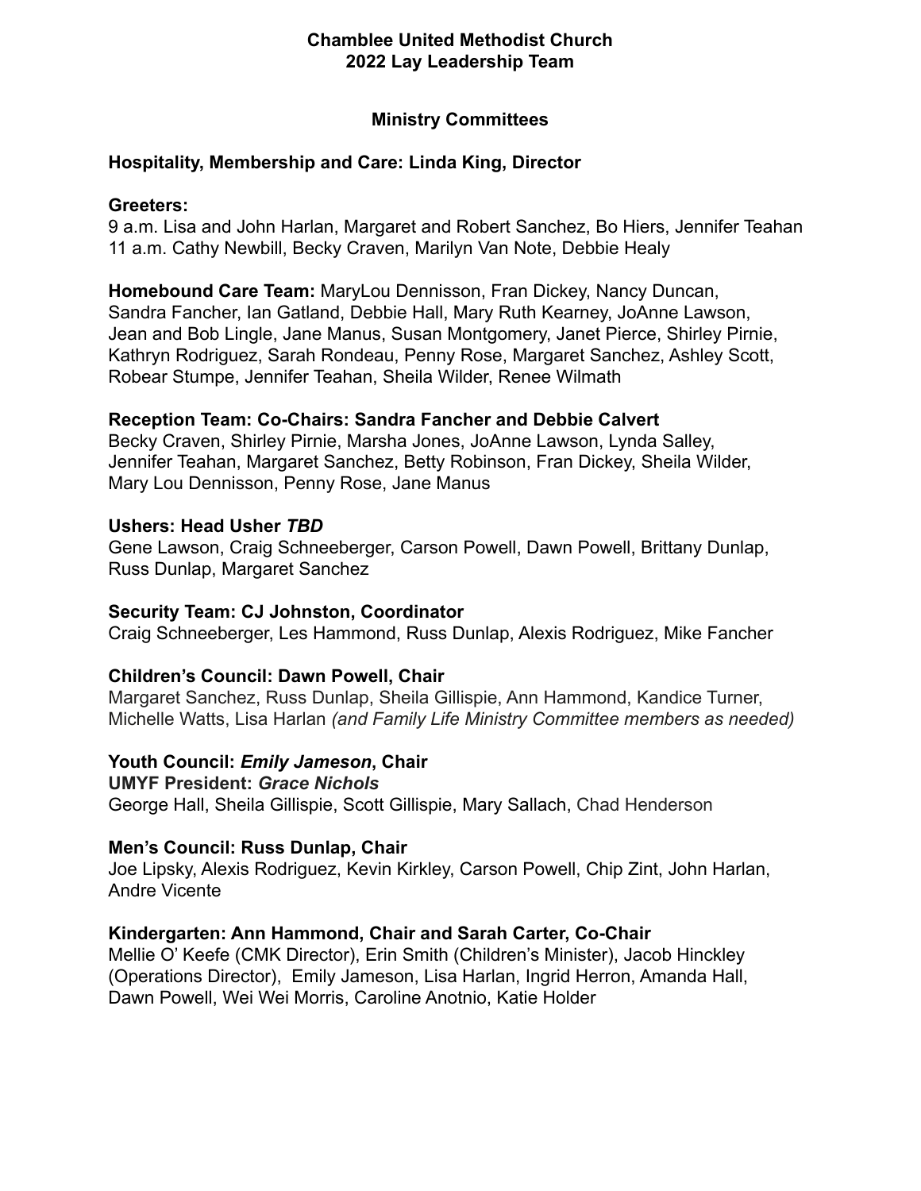**Chamblee United Methodist Church**
**2022 Lay Leadership Team**

## Ministry Committees

### Hospitality, Membership and Care: Linda King, Director

**Greeters:**
9 a.m. Lisa and John Harlan, Margaret and Robert Sanchez, Bo Hiers, Jennifer Teahan
11 a.m. Cathy Newbill, Becky Craven, Marilyn Van Note, Debbie Healy

**Homebound Care Team:** MaryLou Dennisson, Fran Dickey, Nancy Duncan, Sandra Fancher, Ian Gatland, Debbie Hall, Mary Ruth Kearney, JoAnne Lawson, Jean and Bob Lingle, Jane Manus, Susan Montgomery, Janet Pierce, Shirley Pirnie, Kathryn Rodriguez, Sarah Rondeau, Penny Rose, Margaret Sanchez, Ashley Scott, Robear Stumpe, Jennifer Teahan, Sheila Wilder, Renee Wilmath

**Reception Team: Co-Chairs: Sandra Fancher and Debbie Calvert**
Becky Craven, Shirley Pirnie, Marsha Jones, JoAnne Lawson, Lynda Salley, Jennifer Teahan, Margaret Sanchez, Betty Robinson, Fran Dickey, Sheila Wilder, Mary Lou Dennisson, Penny Rose, Jane Manus

**Ushers: Head Usher *TBD***
Gene Lawson, Craig Schneeberger, Carson Powell, Dawn Powell, Brittany Dunlap, Russ Dunlap, Margaret Sanchez

**Security Team: CJ Johnston, Coordinator**
Craig Schneeberger, Les Hammond, Russ Dunlap, Alexis Rodriguez, Mike Fancher

**Children's Council: Dawn Powell, Chair**
Margaret Sanchez, Russ Dunlap, Sheila Gillispie, Ann Hammond, Kandice Turner, Michelle Watts, Lisa Harlan *(and Family Life Ministry Committee members as needed)*

**Youth Council: *Emily Jameson*, Chair**
**UMYF President: *Grace Nichols***
George Hall, Sheila Gillispie, Scott Gillispie, Mary Sallach, Chad Henderson

**Men's Council: Russ Dunlap, Chair**
Joe Lipsky, Alexis Rodriguez, Kevin Kirkley, Carson Powell, Chip Zint, John Harlan, Andre Vicente

**Kindergarten: Ann Hammond, Chair and Sarah Carter, Co-Chair**
Mellie O' Keefe (CMK Director), Erin Smith (Children's Minister), Jacob Hinckley (Operations Director), Emily Jameson, Lisa Harlan, Ingrid Herron, Amanda Hall, Dawn Powell, Wei Wei Morris, Caroline Anotnio, Katie Holder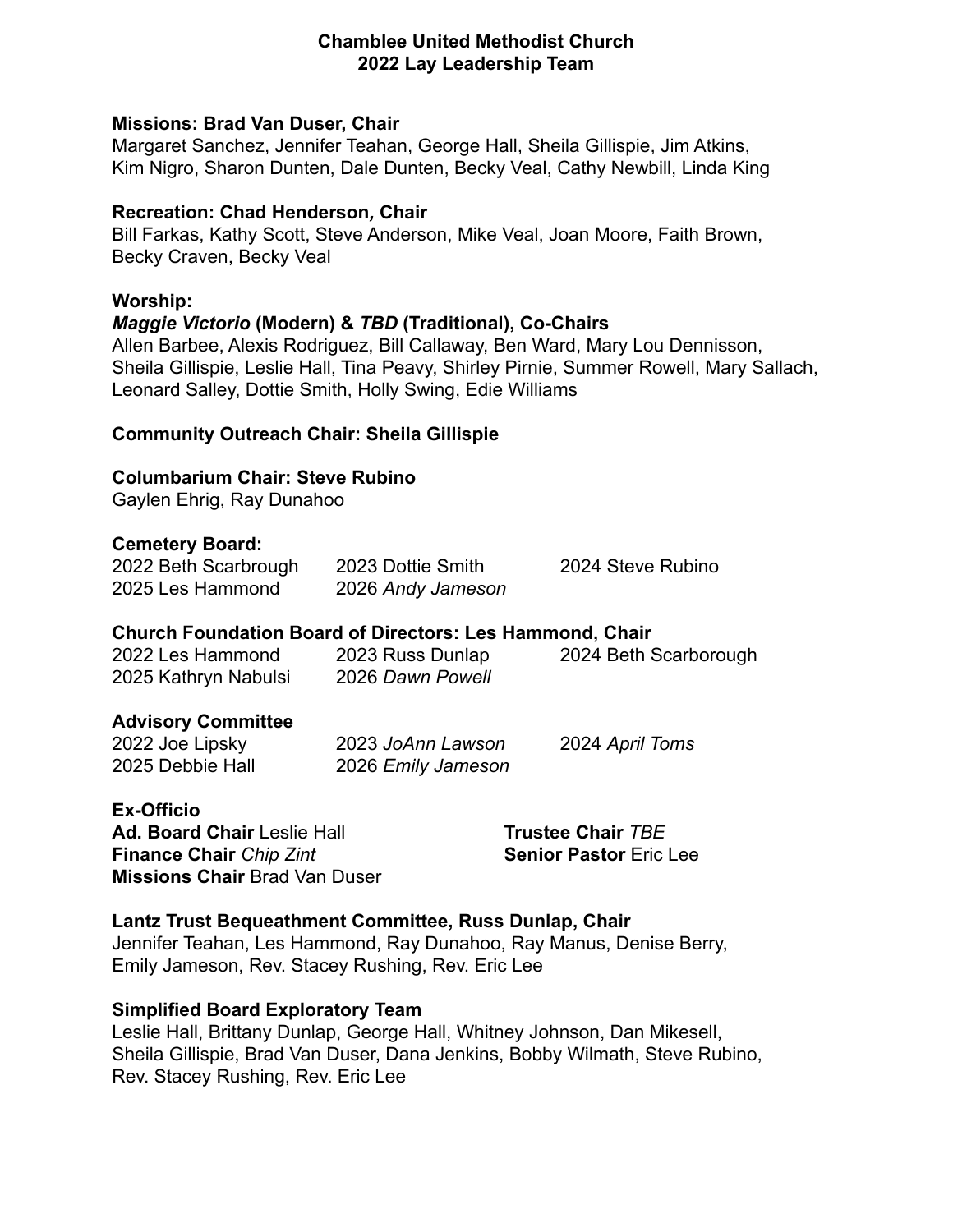# Chamblee United Methodist Church
## 2022 Lay Leadership Team

**Missions: Brad Van Duser, Chair**
Margaret Sanchez, Jennifer Teahan, George Hall, Sheila Gillispie, Jim Atkins, Kim Nigro, Sharon Dunten, Dale Dunten, Becky Veal, Cathy Newbill, Linda King

**Recreation: Chad Henderson, Chair**
Bill Farkas, Kathy Scott, Steve Anderson, Mike Veal, Joan Moore, Faith Brown, Becky Craven, Becky Veal

**Worship:**
***Maggie Victorio* (Modern) & *TBD* (Traditional), Co-Chairs**
Allen Barbee, Alexis Rodriguez, Bill Callaway, Ben Ward, Mary Lou Dennisson, Sheila Gillispie, Leslie Hall, Tina Peavy, Shirley Pirnie, Summer Rowell, Mary Sallach, Leonard Salley, Dottie Smith, Holly Swing, Edie Williams

**Community Outreach Chair: Sheila Gillispie**

**Columbarium Chair: Steve Rubino**
Gaylen Ehrig, Ray Dunahoo

**Cemetery Board:**

| | | |
|---|---|---|
| 2022 Beth Scarbrough | 2023 Dottie Smith | 2024 Steve Rubino |
| 2025 Les Hammond | 2026 *Andy Jameson* | |

**Church Foundation Board of Directors: Les Hammond, Chair**

| | | |
|---|---|---|
| 2022 Les Hammond | 2023 Russ Dunlap | 2024 Beth Scarborough |
| 2025 Kathryn Nabulsi | 2026 *Dawn Powell* | |

**Advisory Committee**

| | | |
|---|---|---|
| 2022 Joe Lipsky | 2023 *JoAnn Lawson* | 2024 *April Toms* |
| 2025 Debbie Hall | 2026 *Emily Jameson* | |

**Ex-Officio**

**Ad. Board Chair** Leslie Hall
**Finance Chair** *Chip Zint*
**Missions Chair** Brad Van Duser
**Trustee Chair** *TBE*
**Senior Pastor** Eric Lee

**Lantz Trust Bequeathment Committee, Russ Dunlap, Chair**
Jennifer Teahan, Les Hammond, Ray Dunahoo, Ray Manus, Denise Berry, Emily Jameson, Rev. Stacey Rushing, Rev. Eric Lee

**Simplified Board Exploratory Team**
Leslie Hall, Brittany Dunlap, George Hall, Whitney Johnson, Dan Mikesell, Sheila Gillispie, Brad Van Duser, Dana Jenkins, Bobby Wilmath, Steve Rubino, Rev. Stacey Rushing, Rev. Eric Lee